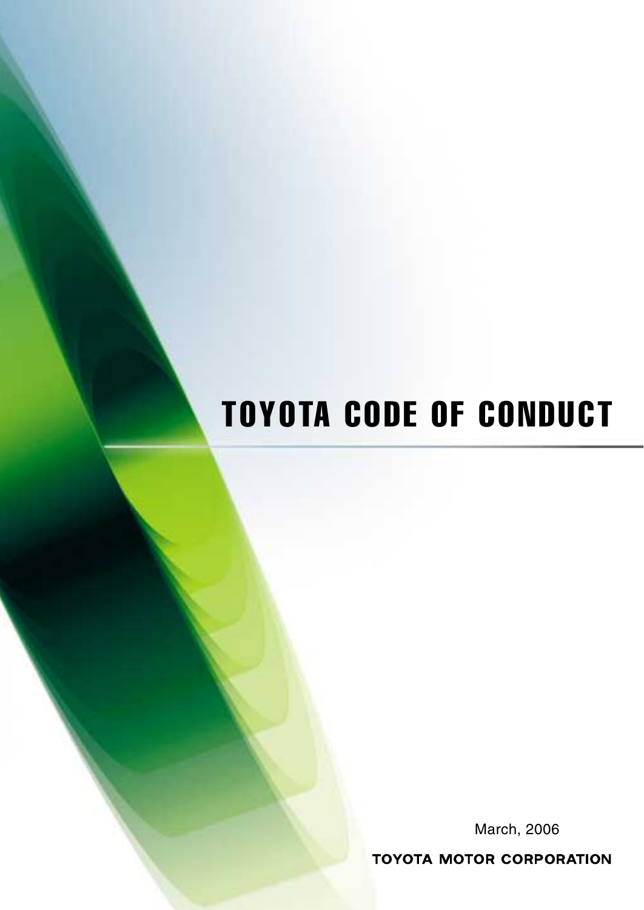# TOYOTA CODE OF CONDUCT

March, 2006

TOYOTA MOTOR CORPORATION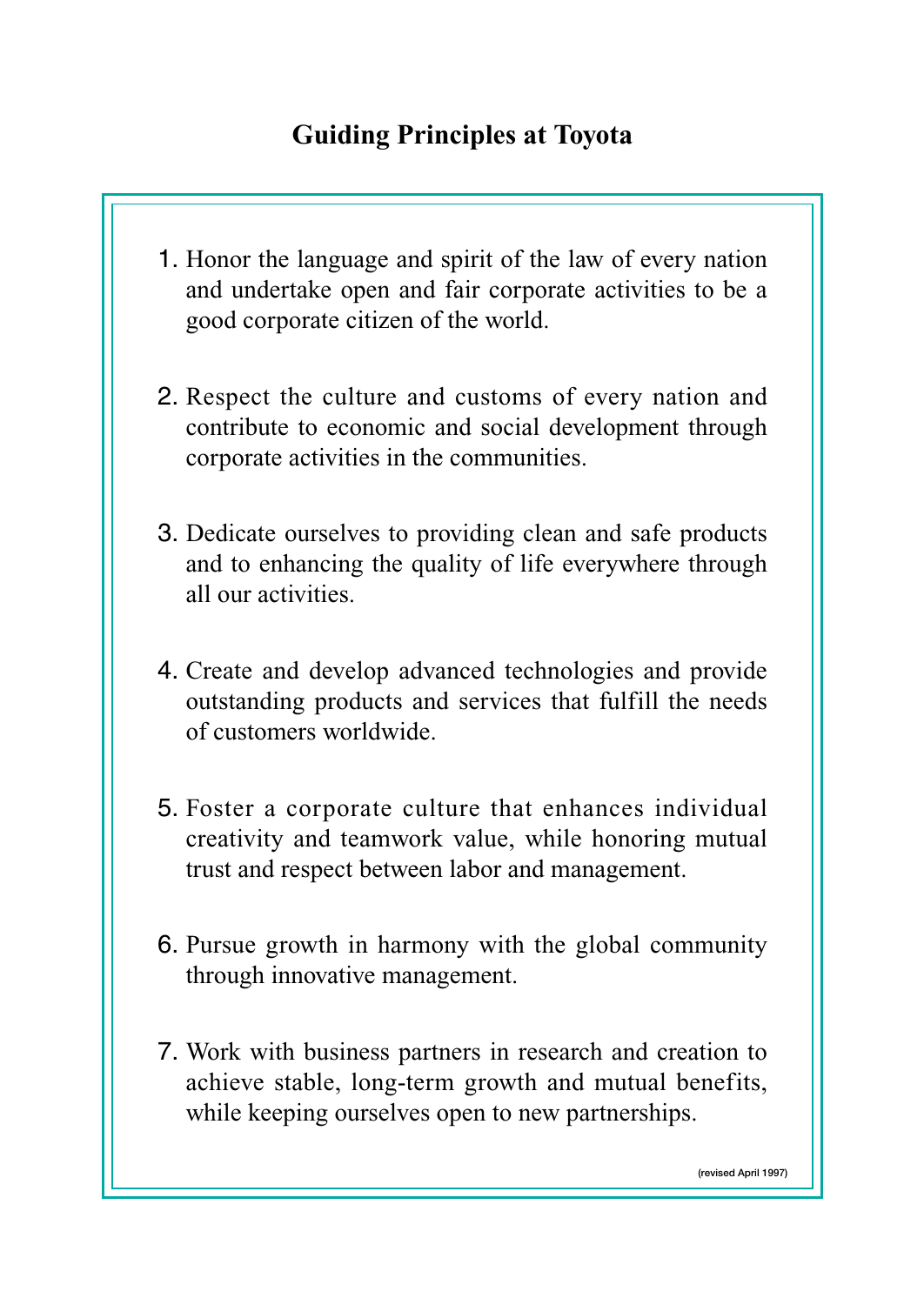# Guiding Principles at Toyota

1. Honor the language and spirit of the law of every nation and undertake open and fair corporate activities to be a good corporate citizen of the world.

2. Respect the culture and customs of every nation and contribute to economic and social development through corporate activities in the communities.

3. Dedicate ourselves to providing clean and safe products and to enhancing the quality of life everywhere through all our activities.

4. Create and develop advanced technologies and provide outstanding products and services that fulfill the needs of customers worldwide.

5. Foster a corporate culture that enhances individual creativity and teamwork value, while honoring mutual trust and respect between labor and management.

6. Pursue growth in harmony with the global community through innovative management.

7. Work with business partners in research and creation to achieve stable, long-term growth and mutual benefits, while keeping ourselves open to new partnerships.

(revised April 1997)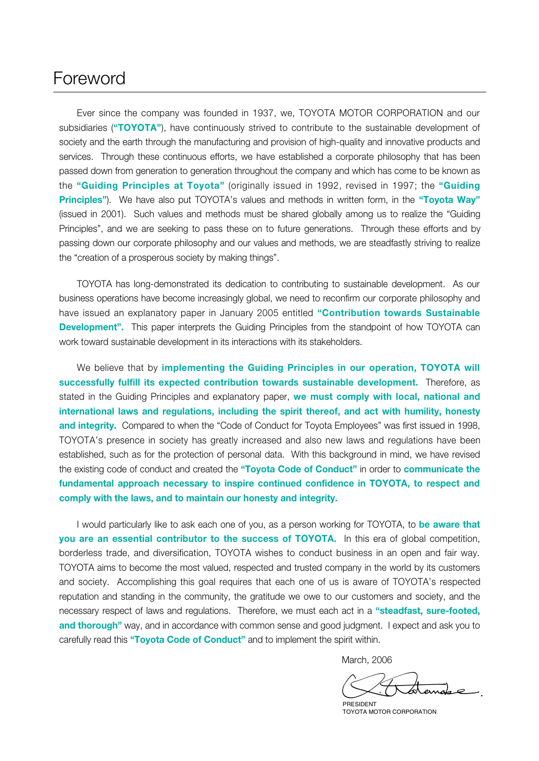# Foreword

Ever since the company was founded in 1937, we, TOYOTA MOTOR CORPORATION and our subsidiaries (**"TOYOTA"**), have continuously strived to contribute to the sustainable development of society and the earth through the manufacturing and provision of high-quality and innovative products and services. Through these continuous efforts, we have established a corporate philosophy that has been passed down from generation to generation throughout the company and which has come to be known as the **"Guiding Principles at Toyota"** (originally issued in 1992, revised in 1997; the **"Guiding Principles"**). We have also put TOYOTA's values and methods in written form, in the **"Toyota Way"** (issued in 2001). Such values and methods must be shared globally among us to realize the "Guiding Principles", and we are seeking to pass these on to future generations. Through these efforts and by passing down our corporate philosophy and our values and methods, we are steadfastly striving to realize the "creation of a prosperous society by making things".

TOYOTA has long-demonstrated its dedication to contributing to sustainable development. As our business operations have become increasingly global, we need to reconfirm our corporate philosophy and have issued an explanatory paper in January 2005 entitled **"Contribution towards Sustainable Development".** This paper interprets the Guiding Principles from the standpoint of how TOYOTA can work toward sustainable development in its interactions with its stakeholders.

We believe that by **implementing the Guiding Principles in our operation, TOYOTA will successfully fulfill its expected contribution towards sustainable development.** Therefore, as stated in the Guiding Principles and explanatory paper, **we must comply with local, national and international laws and regulations, including the spirit thereof, and act with humility, honesty and integrity.** Compared to when the "Code of Conduct for Toyota Employees" was first issued in 1998, TOYOTA's presence in society has greatly increased and also new laws and regulations have been established, such as for the protection of personal data. With this background in mind, we have revised the existing code of conduct and created the **"Toyota Code of Conduct"** in order to **communicate the fundamental approach necessary to inspire continued confidence in TOYOTA, to respect and comply with the laws, and to maintain our honesty and integrity.**

I would particularly like to ask each one of you, as a person working for TOYOTA, to **be aware that you are an essential contributor to the success of TOYOTA.** In this era of global competition, borderless trade, and diversification, TOYOTA wishes to conduct business in an open and fair way. TOYOTA aims to become the most valued, respected and trusted company in the world by its customers and society. Accomplishing this goal requires that each one of us is aware of TOYOTA's respected reputation and standing in the community, the gratitude we owe to our customers and society, and the necessary respect of laws and regulations. Therefore, we must each act in a **"steadfast, sure-footed, and thorough"** way, and in accordance with common sense and good judgment. I expect and ask you to carefully read this **"Toyota Code of Conduct"** and to implement the spirit within.

March, 2006

PRESIDENT
TOYOTA MOTOR CORPORATION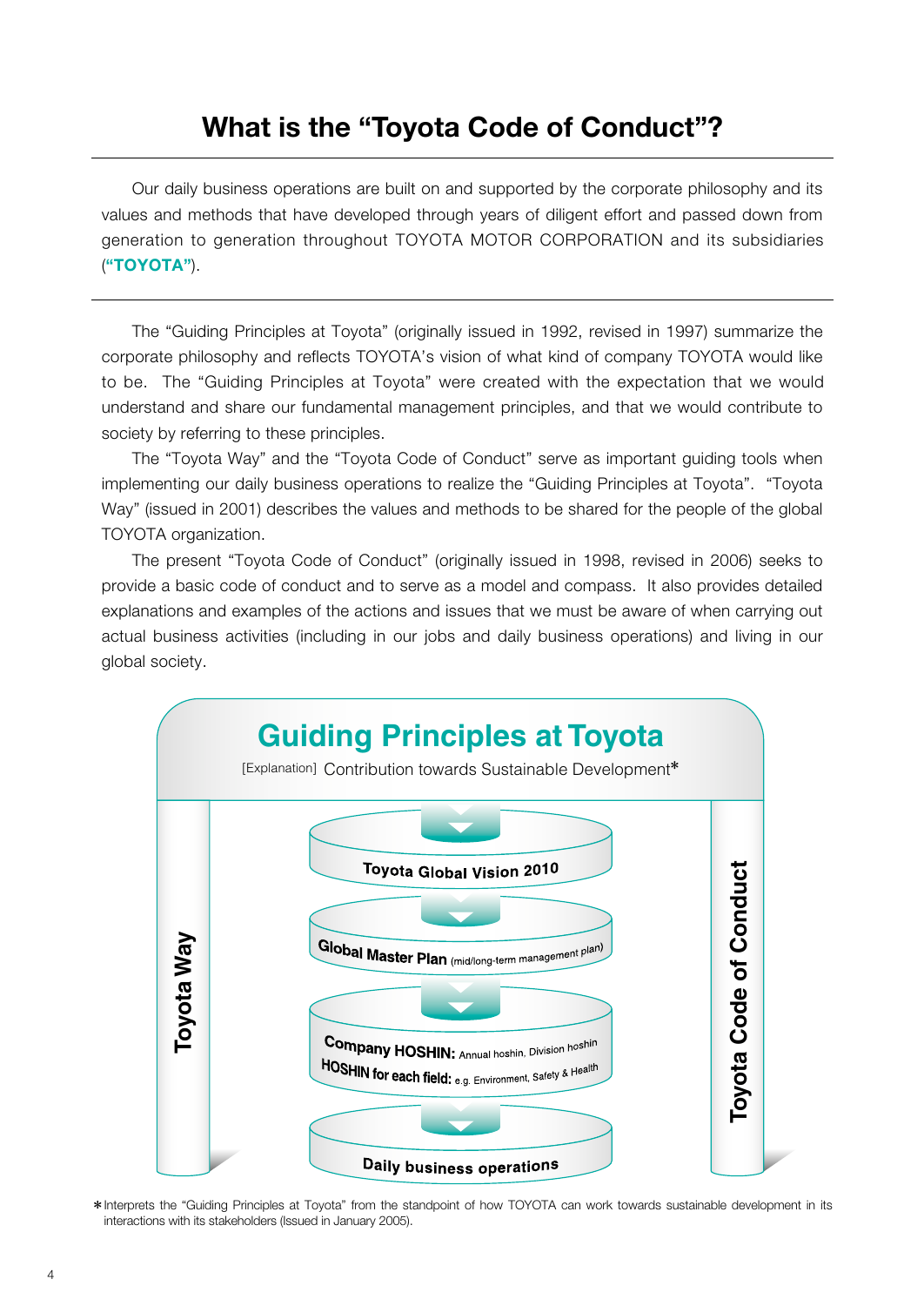# What is the "Toyota Code of Conduct"?

Our daily business operations are built on and supported by the corporate philosophy and its values and methods that have developed through years of diligent effort and passed down from generation to generation throughout TOYOTA MOTOR CORPORATION and its subsidiaries (**"TOYOTA"**).

---

The "Guiding Principles at Toyota" (originally issued in 1992, revised in 1997) summarize the corporate philosophy and reflects TOYOTA's vision of what kind of company TOYOTA would like to be. The "Guiding Principles at Toyota" were created with the expectation that we would understand and share our fundamental management principles, and that we would contribute to society by referring to these principles.

The "Toyota Way" and the "Toyota Code of Conduct" serve as important guiding tools when implementing our daily business operations to realize the "Guiding Principles at Toyota". "Toyota Way" (issued in 2001) describes the values and methods to be shared for the people of the global TOYOTA organization.

The present "Toyota Code of Conduct" (originally issued in 1998, revised in 2006) seeks to provide a basic code of conduct and to serve as a model and compass. It also provides detailed explanations and examples of the actions and issues that we must be aware of when carrying out actual business activities (including in our jobs and daily business operations) and living in our global society.

**Guiding Principles at Toyota**

[Explanation] Contribution towards Sustainable Development*

- Toyota Global Vision 2010
- Global Master Plan (mid/long-term management plan)
- Company HOSHIN: Annual hoshin, Division hoshin
  HOSHIN for each field: e.g. Environment, Safety & Health
- Daily business operations

Toyota Way | Toyota Code of Conduct

*Interprets the "Guiding Principles at Toyota" from the standpoint of how TOYOTA can work towards sustainable development in its interactions with its stakeholders (Issued in January 2005).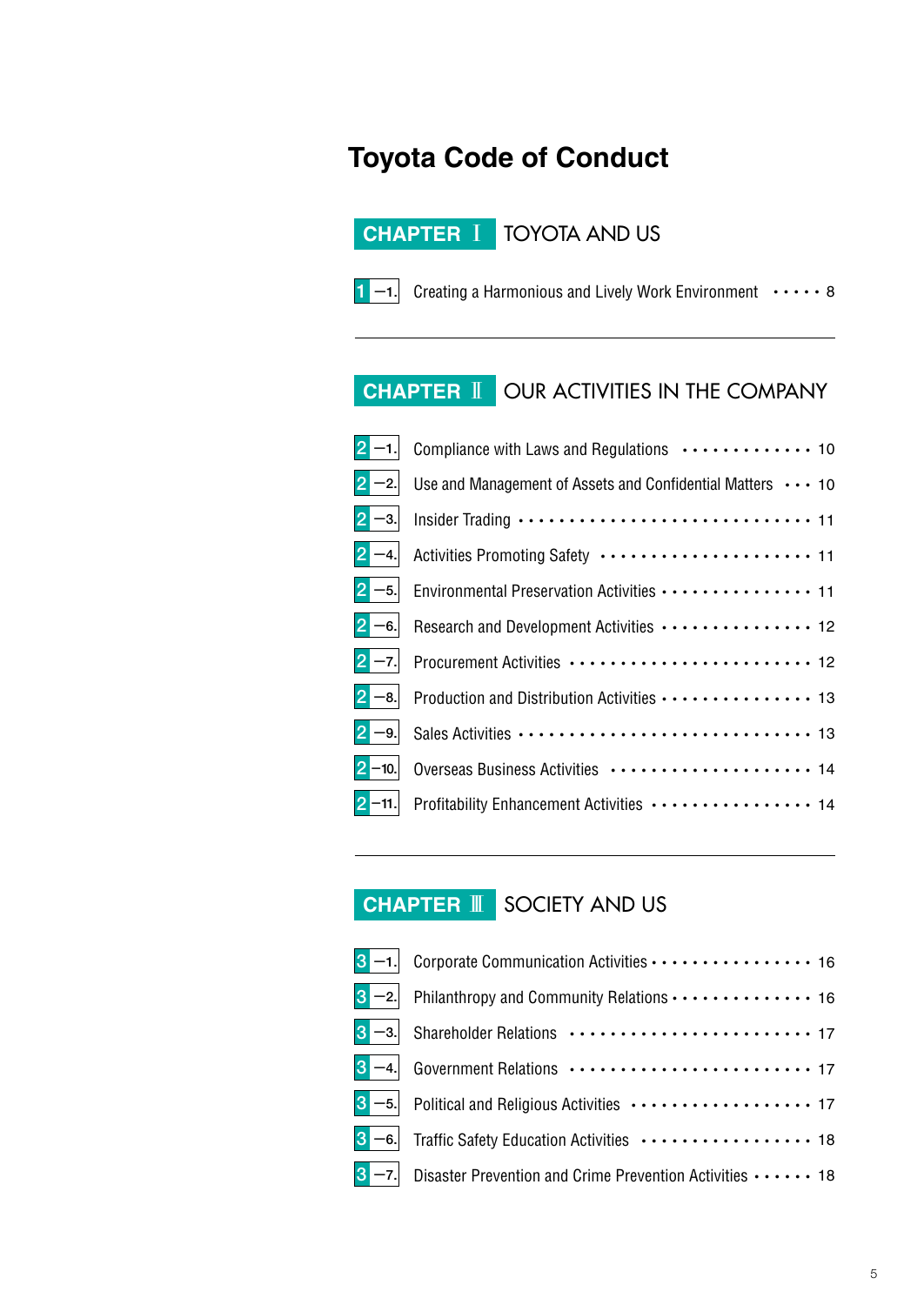# Toyota Code of Conduct

## CHAPTER Ⅰ TOYOTA AND US

| | | |
|---|---|---|
| 1–1. | Creating a Harmonious and Lively Work Environment | 8 |

## CHAPTER Ⅱ OUR ACTIVITIES IN THE COMPANY

| | | |
|---|---|---|
| 2–1. | Compliance with Laws and Regulations | 10 |
| 2–2. | Use and Management of Assets and Confidential Matters | 10 |
| 2–3. | Insider Trading | 11 |
| 2–4. | Activities Promoting Safety | 11 |
| 2–5. | Environmental Preservation Activities | 11 |
| 2–6. | Research and Development Activities | 12 |
| 2–7. | Procurement Activities | 12 |
| 2–8. | Production and Distribution Activities | 13 |
| 2–9. | Sales Activities | 13 |
| 2–10. | Overseas Business Activities | 14 |
| 2–11. | Profitability Enhancement Activities | 14 |

## CHAPTER Ⅲ SOCIETY AND US

| | | |
|---|---|---|
| 3–1. | Corporate Communication Activities | 16 |
| 3–2. | Philanthropy and Community Relations | 16 |
| 3–3. | Shareholder Relations | 17 |
| 3–4. | Government Relations | 17 |
| 3–5. | Political and Religious Activities | 17 |
| 3–6. | Traffic Safety Education Activities | 18 |
| 3–7. | Disaster Prevention and Crime Prevention Activities | 18 |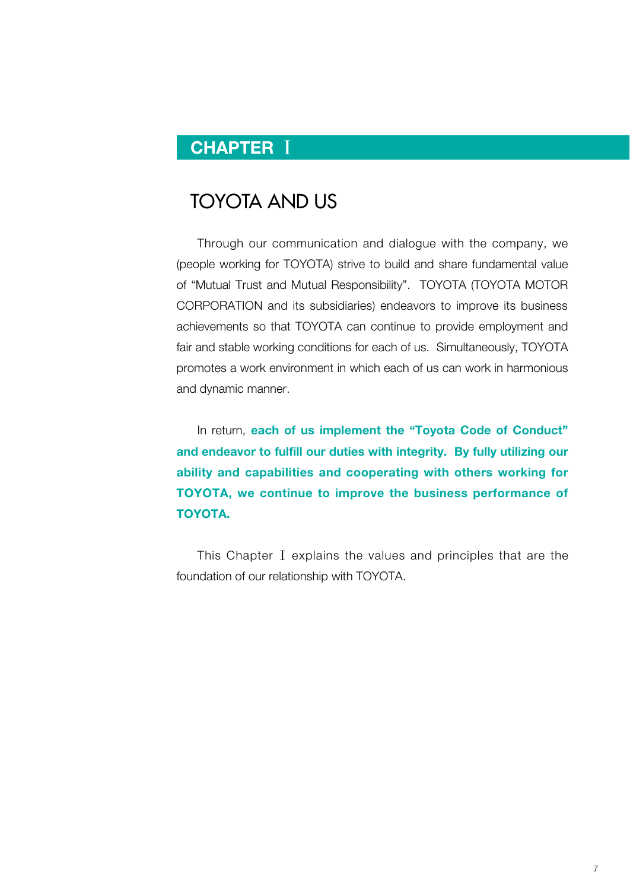## CHAPTER Ⅰ

# TOYOTA AND US

Through our communication and dialogue with the company, we (people working for TOYOTA) strive to build and share fundamental value of “Mutual Trust and Mutual Responsibility”. TOYOTA (TOYOTA MOTOR CORPORATION and its subsidiaries) endeavors to improve its business achievements so that TOYOTA can continue to provide employment and fair and stable working conditions for each of us. Simultaneously, TOYOTA promotes a work environment in which each of us can work in harmonious and dynamic manner.

In return, **each of us implement the “Toyota Code of Conduct” and endeavor to fulfill our duties with integrity. By fully utilizing our ability and capabilities and cooperating with others working for TOYOTA, we continue to improve the business performance of TOYOTA.**

This Chapter Ⅰ explains the values and principles that are the foundation of our relationship with TOYOTA.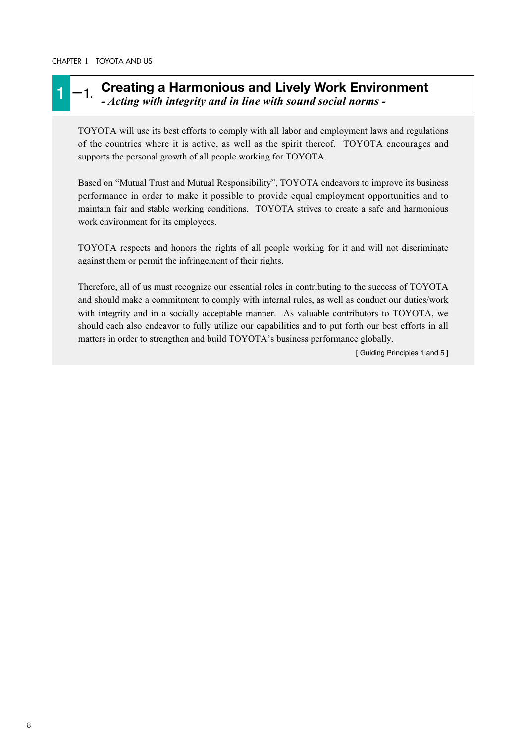## 1 —1. Creating a Harmonious and Lively Work Environment

***- Acting with integrity and in line with sound social norms -***

TOYOTA will use its best efforts to comply with all labor and employment laws and regulations of the countries where it is active, as well as the spirit thereof. TOYOTA encourages and supports the personal growth of all people working for TOYOTA.

Based on "Mutual Trust and Mutual Responsibility", TOYOTA endeavors to improve its business performance in order to make it possible to provide equal employment opportunities and to maintain fair and stable working conditions. TOYOTA strives to create a safe and harmonious work environment for its employees.

TOYOTA respects and honors the rights of all people working for it and will not discriminate against them or permit the infringement of their rights.

Therefore, all of us must recognize our essential roles in contributing to the success of TOYOTA and should make a commitment to comply with internal rules, as well as conduct our duties/work with integrity and in a socially acceptable manner. As valuable contributors to TOYOTA, we should each also endeavor to fully utilize our capabilities and to put forth our best efforts in all matters in order to strengthen and build TOYOTA's business performance globally.

[ Guiding Principles 1 and 5 ]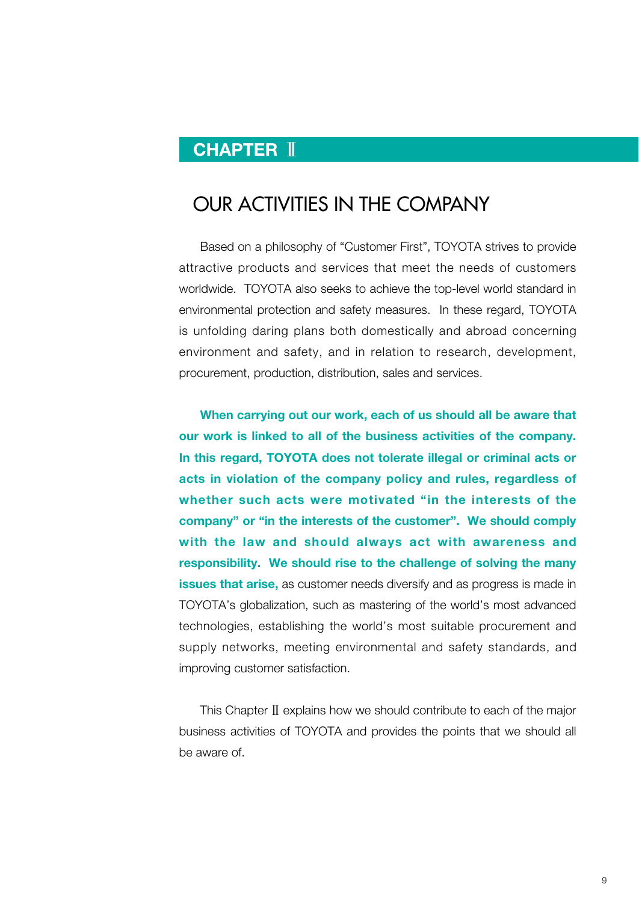## CHAPTER Ⅱ

# OUR ACTIVITIES IN THE COMPANY

Based on a philosophy of "Customer First", TOYOTA strives to provide attractive products and services that meet the needs of customers worldwide. TOYOTA also seeks to achieve the top-level world standard in environmental protection and safety measures. In these regard, TOYOTA is unfolding daring plans both domestically and abroad concerning environment and safety, and in relation to research, development, procurement, production, distribution, sales and services.

**When carrying out our work, each of us should all be aware that our work is linked to all of the business activities of the company. In this regard, TOYOTA does not tolerate illegal or criminal acts or acts in violation of the company policy and rules, regardless of whether such acts were motivated "in the interests of the company" or "in the interests of the customer". We should comply with the law and should always act with awareness and responsibility. We should rise to the challenge of solving the many issues that arise,** as customer needs diversify and as progress is made in TOYOTA's globalization, such as mastering of the world's most advanced technologies, establishing the world's most suitable procurement and supply networks, meeting environmental and safety standards, and improving customer satisfaction.

This Chapter Ⅱ explains how we should contribute to each of the major business activities of TOYOTA and provides the points that we should all be aware of.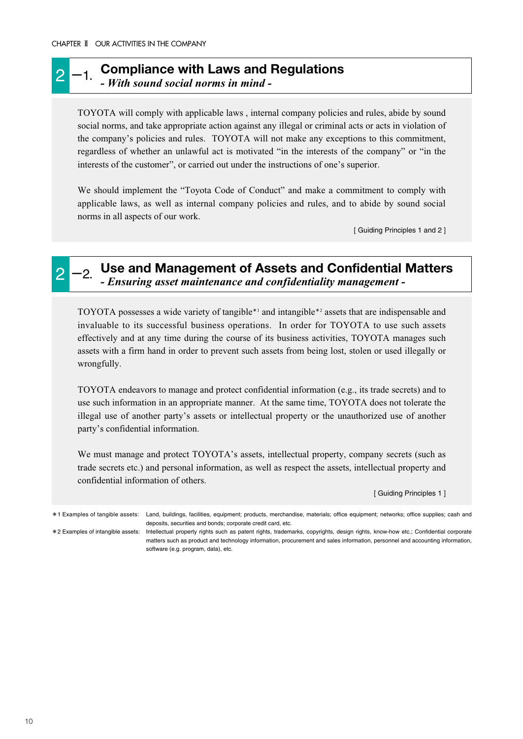CHAPTER Ⅱ OUR ACTIVITIES IN THE COMPANY

## 2 –1. Compliance with Laws and Regulations

***- With sound social norms in mind -***

TOYOTA will comply with applicable laws , internal company policies and rules, abide by sound social norms, and take appropriate action against any illegal or criminal acts or acts in violation of the company's policies and rules. TOYOTA will not make any exceptions to this commitment, regardless of whether an unlawful act is motivated "in the interests of the company" or "in the interests of the customer", or carried out under the instructions of one's superior.

We should implement the "Toyota Code of Conduct" and make a commitment to comply with applicable laws, as well as internal company policies and rules, and to abide by sound social norms in all aspects of our work.

[ Guiding Principles 1 and 2 ]

## 2 –2. Use and Management of Assets and Confidential Matters

***- Ensuring asset maintenance and confidentiality management -***

TOYOTA possesses a wide variety of tangible*1 and intangible*2 assets that are indispensable and invaluable to its successful business operations. In order for TOYOTA to use such assets effectively and at any time during the course of its business activities, TOYOTA manages such assets with a firm hand in order to prevent such assets from being lost, stolen or used illegally or wrongfully.

TOYOTA endeavors to manage and protect confidential information (e.g., its trade secrets) and to use such information in an appropriate manner. At the same time, TOYOTA does not tolerate the illegal use of another party's assets or intellectual property or the unauthorized use of another party's confidential information.

We must manage and protect TOYOTA's assets, intellectual property, company secrets (such as trade secrets etc.) and personal information, as well as respect the assets, intellectual property and confidential information of others.

[ Guiding Principles 1 ]

*1 Examples of tangible assets: Land, buildings, facilities, equipment; products, merchandise, materials; office equipment; networks; office supplies; cash and deposits, securities and bonds; corporate credit card, etc.

*2 Examples of intangible assets: Intellectual property rights such as patent rights, trademarks, copyrights, design rights, know-how etc.; Confidential corporate matters such as product and technology information, procurement and sales information, personnel and accounting information, software (e.g. program, data), etc.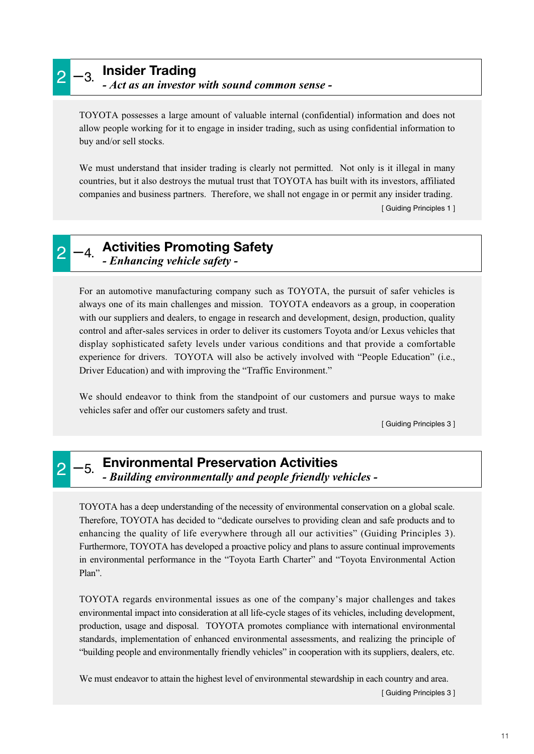## 2 −3. Insider Trading

***- Act as an investor with sound common sense -***

TOYOTA possesses a large amount of valuable internal (confidential) information and does not allow people working for it to engage in insider trading, such as using confidential information to buy and/or sell stocks.

We must understand that insider trading is clearly not permitted. Not only is it illegal in many countries, but it also destroys the mutual trust that TOYOTA has built with its investors, affiliated companies and business partners. Therefore, we shall not engage in or permit any insider trading.

[ Guiding Principles 1 ]

## 2 −4. Activities Promoting Safety

***- Enhancing vehicle safety -***

For an automotive manufacturing company such as TOYOTA, the pursuit of safer vehicles is always one of its main challenges and mission. TOYOTA endeavors as a group, in cooperation with our suppliers and dealers, to engage in research and development, design, production, quality control and after-sales services in order to deliver its customers Toyota and/or Lexus vehicles that display sophisticated safety levels under various conditions and that provide a comfortable experience for drivers. TOYOTA will also be actively involved with "People Education" (i.e., Driver Education) and with improving the "Traffic Environment."

We should endeavor to think from the standpoint of our customers and pursue ways to make vehicles safer and offer our customers safety and trust.

[ Guiding Principles 3 ]

## 2 −5. Environmental Preservation Activities

***- Building environmentally and people friendly vehicles -***

TOYOTA has a deep understanding of the necessity of environmental conservation on a global scale. Therefore, TOYOTA has decided to "dedicate ourselves to providing clean and safe products and to enhancing the quality of life everywhere through all our activities" (Guiding Principles 3). Furthermore, TOYOTA has developed a proactive policy and plans to assure continual improvements in environmental performance in the "Toyota Earth Charter" and "Toyota Environmental Action Plan".

TOYOTA regards environmental issues as one of the company's major challenges and takes environmental impact into consideration at all life-cycle stages of its vehicles, including development, production, usage and disposal. TOYOTA promotes compliance with international environmental standards, implementation of enhanced environmental assessments, and realizing the principle of "building people and environmentally friendly vehicles" in cooperation with its suppliers, dealers, etc.

We must endeavor to attain the highest level of environmental stewardship in each country and area.

[ Guiding Principles 3 ]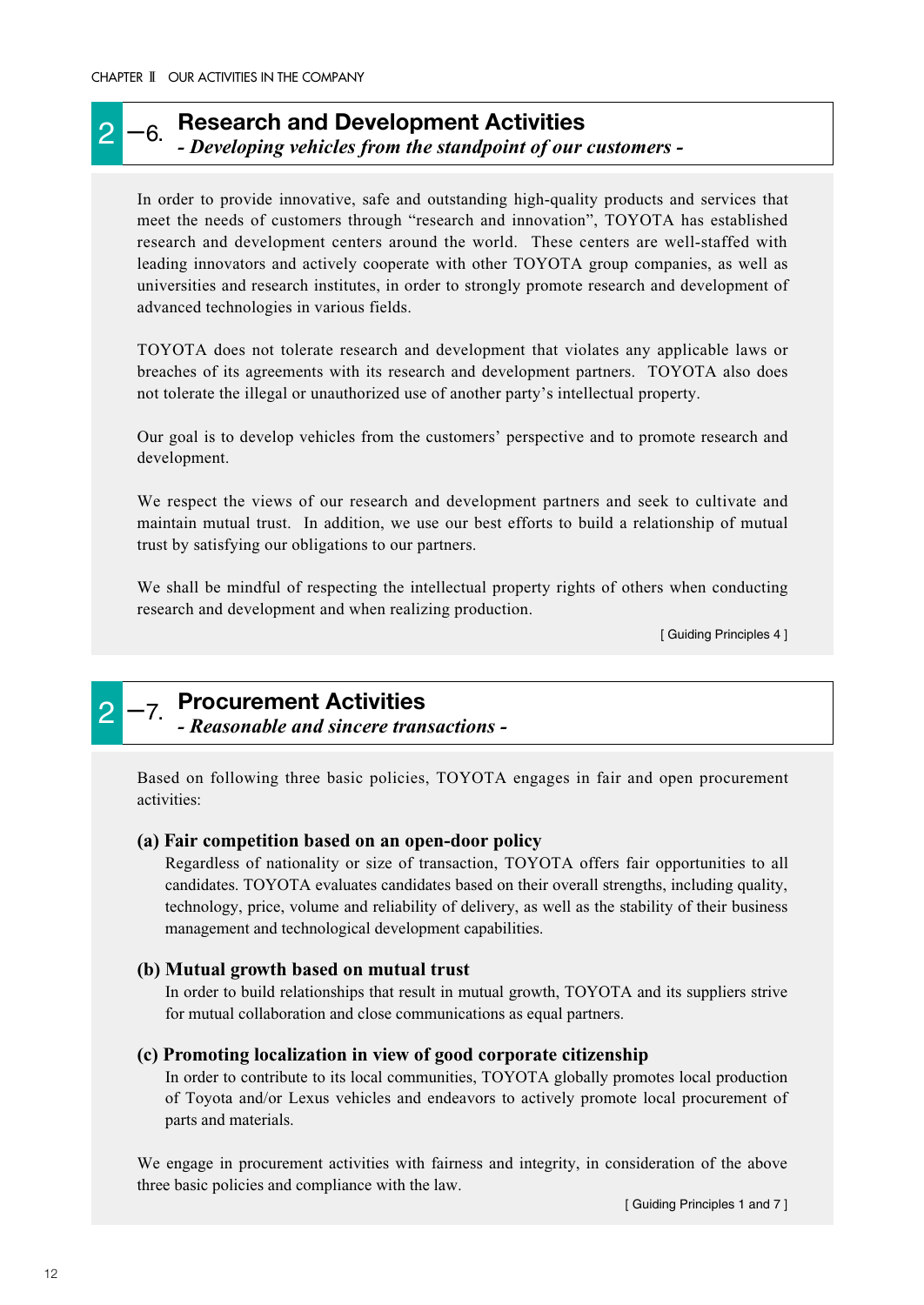## 2 —6. Research and Development Activities

*- Developing vehicles from the standpoint of our customers -*

In order to provide innovative, safe and outstanding high-quality products and services that meet the needs of customers through "research and innovation", TOYOTA has established research and development centers around the world. These centers are well-staffed with leading innovators and actively cooperate with other TOYOTA group companies, as well as universities and research institutes, in order to strongly promote research and development of advanced technologies in various fields.

TOYOTA does not tolerate research and development that violates any applicable laws or breaches of its agreements with its research and development partners. TOYOTA also does not tolerate the illegal or unauthorized use of another party's intellectual property.

Our goal is to develop vehicles from the customers' perspective and to promote research and development.

We respect the views of our research and development partners and seek to cultivate and maintain mutual trust. In addition, we use our best efforts to build a relationship of mutual trust by satisfying our obligations to our partners.

We shall be mindful of respecting the intellectual property rights of others when conducting research and development and when realizing production.

[ Guiding Principles 4 ]

## 2 —7. Procurement Activities

*- Reasonable and sincere transactions -*

Based on following three basic policies, TOYOTA engages in fair and open procurement activities:

**(a) Fair competition based on an open-door policy**

Regardless of nationality or size of transaction, TOYOTA offers fair opportunities to all candidates. TOYOTA evaluates candidates based on their overall strengths, including quality, technology, price, volume and reliability of delivery, as well as the stability of their business management and technological development capabilities.

**(b) Mutual growth based on mutual trust**

In order to build relationships that result in mutual growth, TOYOTA and its suppliers strive for mutual collaboration and close communications as equal partners.

**(c) Promoting localization in view of good corporate citizenship**

In order to contribute to its local communities, TOYOTA globally promotes local production of Toyota and/or Lexus vehicles and endeavors to actively promote local procurement of parts and materials.

We engage in procurement activities with fairness and integrity, in consideration of the above three basic policies and compliance with the law.

[ Guiding Principles 1 and 7 ]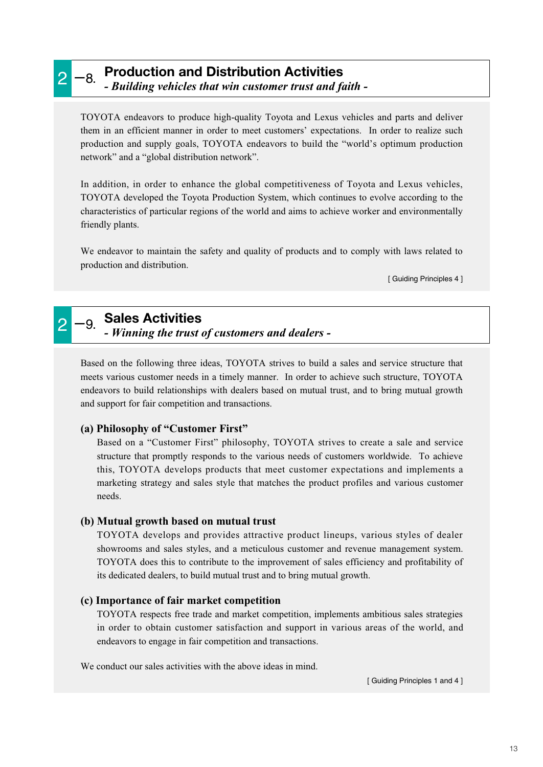## 2 — 8. Production and Distribution Activities

*- Building vehicles that win customer trust and faith -*

TOYOTA endeavors to produce high-quality Toyota and Lexus vehicles and parts and deliver them in an efficient manner in order to meet customers' expectations. In order to realize such production and supply goals, TOYOTA endeavors to build the "world's optimum production network" and a "global distribution network".

In addition, in order to enhance the global competitiveness of Toyota and Lexus vehicles, TOYOTA developed the Toyota Production System, which continues to evolve according to the characteristics of particular regions of the world and aims to achieve worker and environmentally friendly plants.

We endeavor to maintain the safety and quality of products and to comply with laws related to production and distribution.

[ Guiding Principles 4 ]

## 2 — 9. Sales Activities

*- Winning the trust of customers and dealers -*

Based on the following three ideas, TOYOTA strives to build a sales and service structure that meets various customer needs in a timely manner. In order to achieve such structure, TOYOTA endeavors to build relationships with dealers based on mutual trust, and to bring mutual growth and support for fair competition and transactions.

**(a) Philosophy of "Customer First"**

Based on a "Customer First" philosophy, TOYOTA strives to create a sale and service structure that promptly responds to the various needs of customers worldwide. To achieve this, TOYOTA develops products that meet customer expectations and implements a marketing strategy and sales style that matches the product profiles and various customer needs.

**(b) Mutual growth based on mutual trust**

TOYOTA develops and provides attractive product lineups, various styles of dealer showrooms and sales styles, and a meticulous customer and revenue management system. TOYOTA does this to contribute to the improvement of sales efficiency and profitability of its dedicated dealers, to build mutual trust and to bring mutual growth.

**(c) Importance of fair market competition**

TOYOTA respects free trade and market competition, implements ambitious sales strategies in order to obtain customer satisfaction and support in various areas of the world, and endeavors to engage in fair competition and transactions.

We conduct our sales activities with the above ideas in mind.

[ Guiding Principles 1 and 4 ]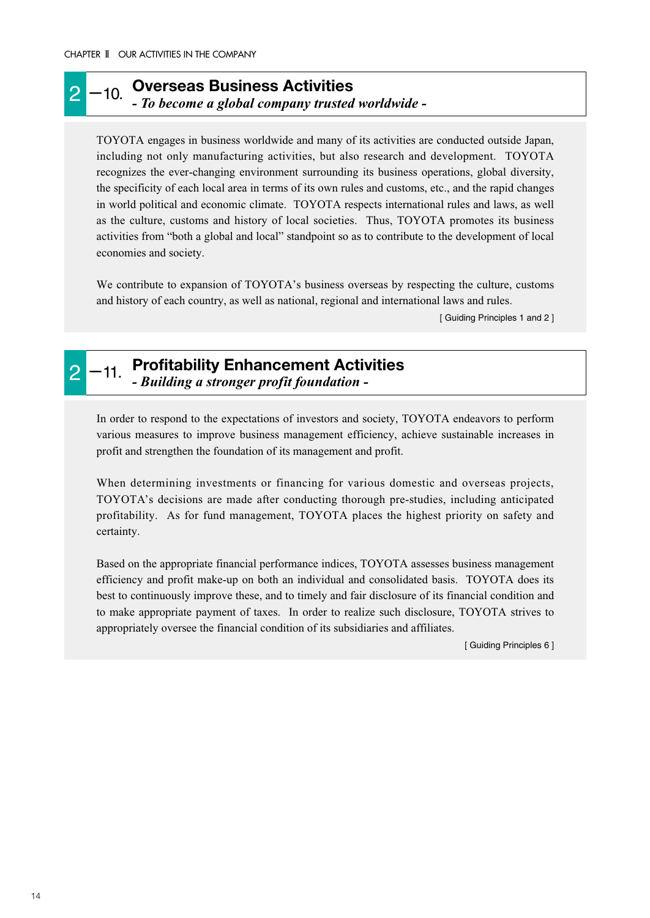## 2－10. Overseas Business Activities

*- To become a global company trusted worldwide -*

TOYOTA engages in business worldwide and many of its activities are conducted outside Japan, including not only manufacturing activities, but also research and development. TOYOTA recognizes the ever-changing environment surrounding its business operations, global diversity, the specificity of each local area in terms of its own rules and customs, etc., and the rapid changes in world political and economic climate. TOYOTA respects international rules and laws, as well as the culture, customs and history of local societies. Thus, TOYOTA promotes its business activities from "both a global and local" standpoint so as to contribute to the development of local economies and society.

We contribute to expansion of TOYOTA's business overseas by respecting the culture, customs and history of each country, as well as national, regional and international laws and rules.

[ Guiding Principles 1 and 2 ]

## 2－11. Profitability Enhancement Activities

*- Building a stronger profit foundation -*

In order to respond to the expectations of investors and society, TOYOTA endeavors to perform various measures to improve business management efficiency, achieve sustainable increases in profit and strengthen the foundation of its management and profit.

When determining investments or financing for various domestic and overseas projects, TOYOTA's decisions are made after conducting thorough pre-studies, including anticipated profitability. As for fund management, TOYOTA places the highest priority on safety and certainty.

Based on the appropriate financial performance indices, TOYOTA assesses business management efficiency and profit make-up on both an individual and consolidated basis. TOYOTA does its best to continuously improve these, and to timely and fair disclosure of its financial condition and to make appropriate payment of taxes. In order to realize such disclosure, TOYOTA strives to appropriately oversee the financial condition of its subsidiaries and affiliates.

[ Guiding Principles 6 ]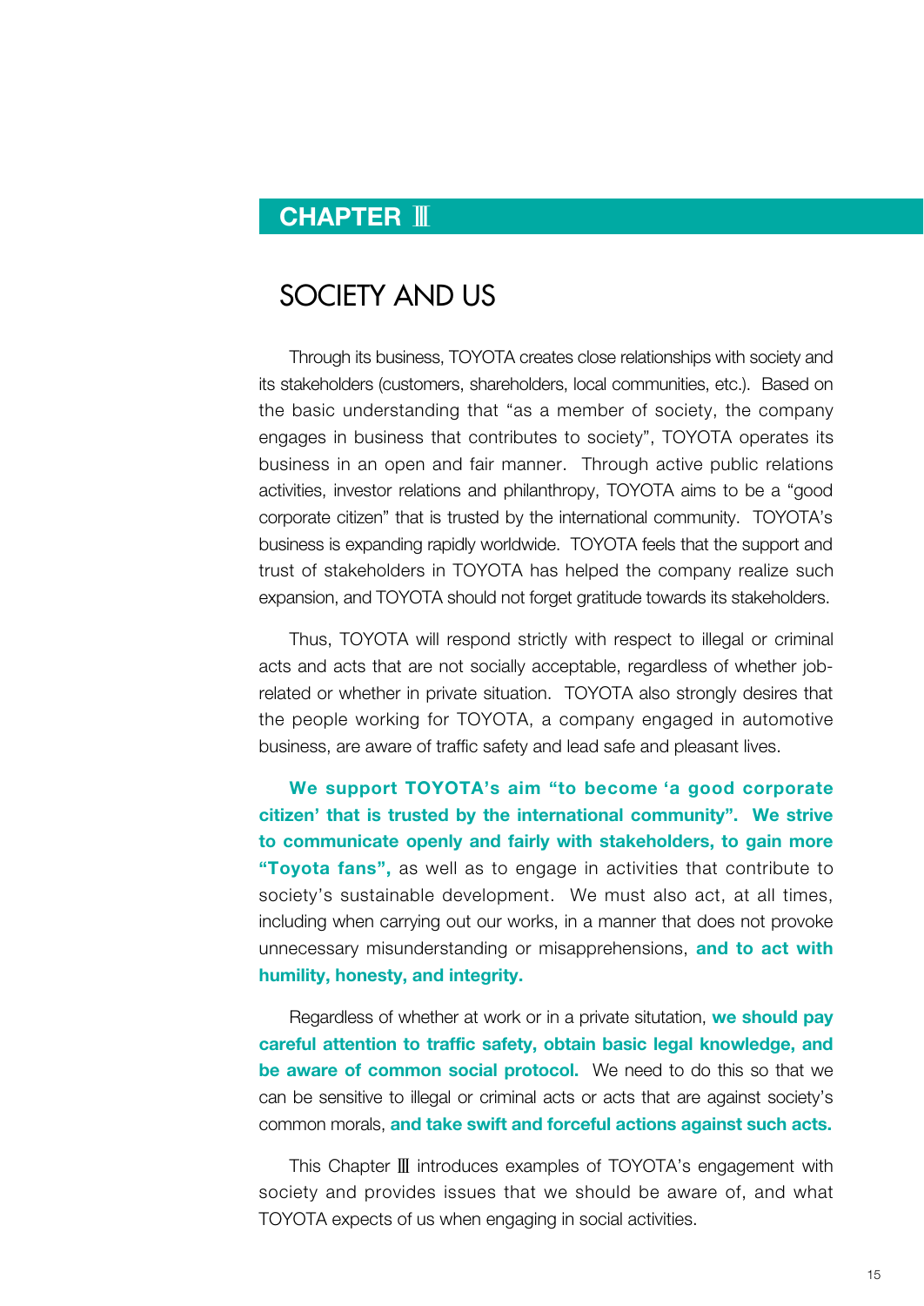## CHAPTER Ⅲ

# SOCIETY AND US

Through its business, TOYOTA creates close relationships with society and its stakeholders (customers, shareholders, local communities, etc.). Based on the basic understanding that "as a member of society, the company engages in business that contributes to society", TOYOTA operates its business in an open and fair manner. Through active public relations activities, investor relations and philanthropy, TOYOTA aims to be a "good corporate citizen" that is trusted by the international community. TOYOTA's business is expanding rapidly worldwide. TOYOTA feels that the support and trust of stakeholders in TOYOTA has helped the company realize such expansion, and TOYOTA should not forget gratitude towards its stakeholders.

Thus, TOYOTA will respond strictly with respect to illegal or criminal acts and acts that are not socially acceptable, regardless of whether job-related or whether in private situation. TOYOTA also strongly desires that the people working for TOYOTA, a company engaged in automotive business, are aware of traffic safety and lead safe and pleasant lives.

**We support TOYOTA's aim "to become 'a good corporate citizen' that is trusted by the international community". We strive to communicate openly and fairly with stakeholders, to gain more "Toyota fans",** as well as to engage in activities that contribute to society's sustainable development. We must also act, at all times, including when carrying out our works, in a manner that does not provoke unnecessary misunderstanding or misapprehensions, **and to act with humility, honesty, and integrity.**

Regardless of whether at work or in a private situtation, **we should pay careful attention to traffic safety, obtain basic legal knowledge, and be aware of common social protocol.** We need to do this so that we can be sensitive to illegal or criminal acts or acts that are against society's common morals, **and take swift and forceful actions against such acts.**

This Chapter Ⅲ introduces examples of TOYOTA's engagement with society and provides issues that we should be aware of, and what TOYOTA expects of us when engaging in social activities.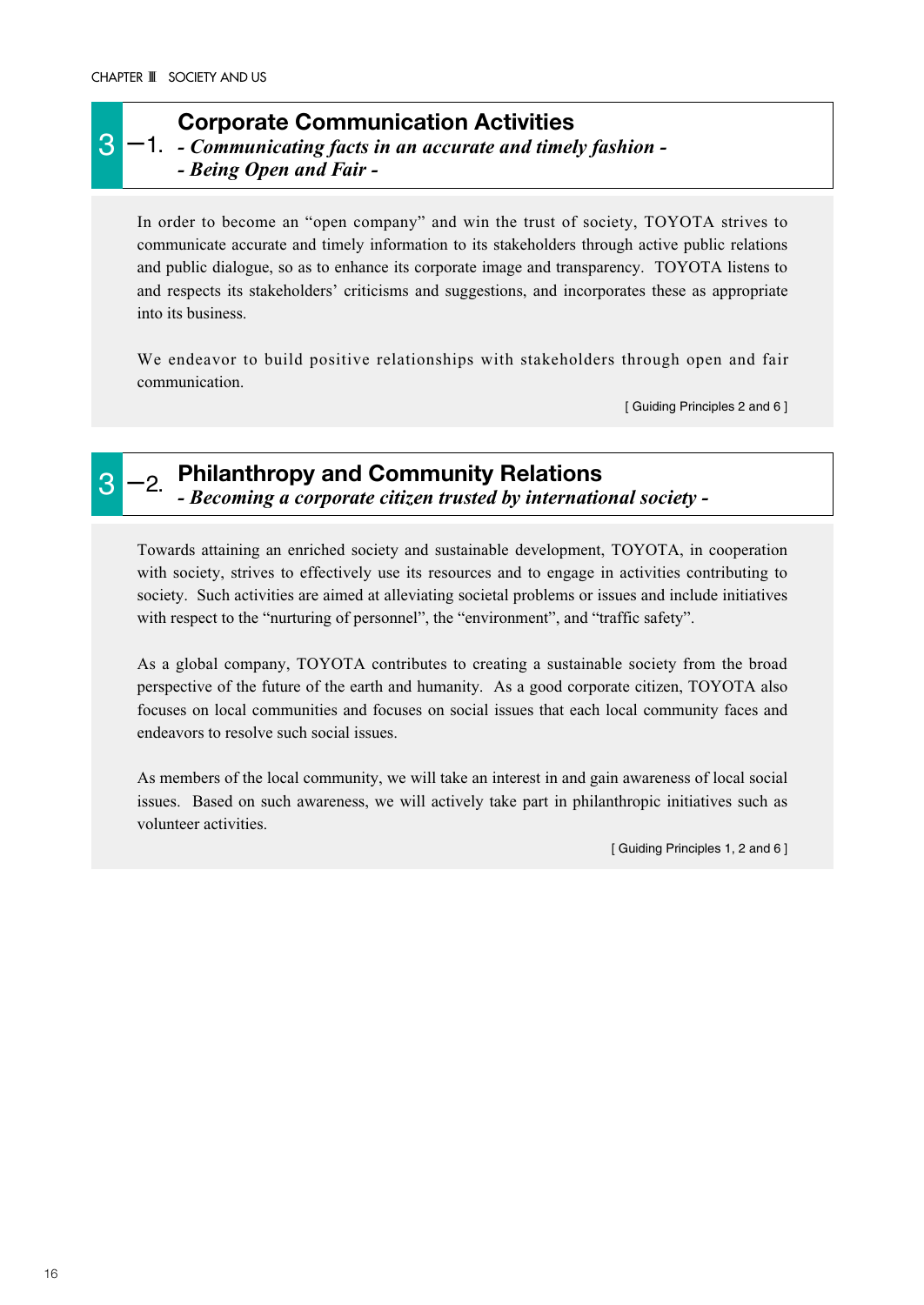## 3 −1. Corporate Communication Activities

***- Communicating facts in an accurate and timely fashion -***
***- Being Open and Fair -***

In order to become an "open company" and win the trust of society, TOYOTA strives to communicate accurate and timely information to its stakeholders through active public relations and public dialogue, so as to enhance its corporate image and transparency. TOYOTA listens to and respects its stakeholders' criticisms and suggestions, and incorporates these as appropriate into its business.

We endeavor to build positive relationships with stakeholders through open and fair communication.

[ Guiding Principles 2 and 6 ]

## 3 −2. Philanthropy and Community Relations

***- Becoming a corporate citizen trusted by international society -***

Towards attaining an enriched society and sustainable development, TOYOTA, in cooperation with society, strives to effectively use its resources and to engage in activities contributing to society. Such activities are aimed at alleviating societal problems or issues and include initiatives with respect to the "nurturing of personnel", the "environment", and "traffic safety".

As a global company, TOYOTA contributes to creating a sustainable society from the broad perspective of the future of the earth and humanity. As a good corporate citizen, TOYOTA also focuses on local communities and focuses on social issues that each local community faces and endeavors to resolve such social issues.

As members of the local community, we will take an interest in and gain awareness of local social issues. Based on such awareness, we will actively take part in philanthropic initiatives such as volunteer activities.

[ Guiding Principles 1, 2 and 6 ]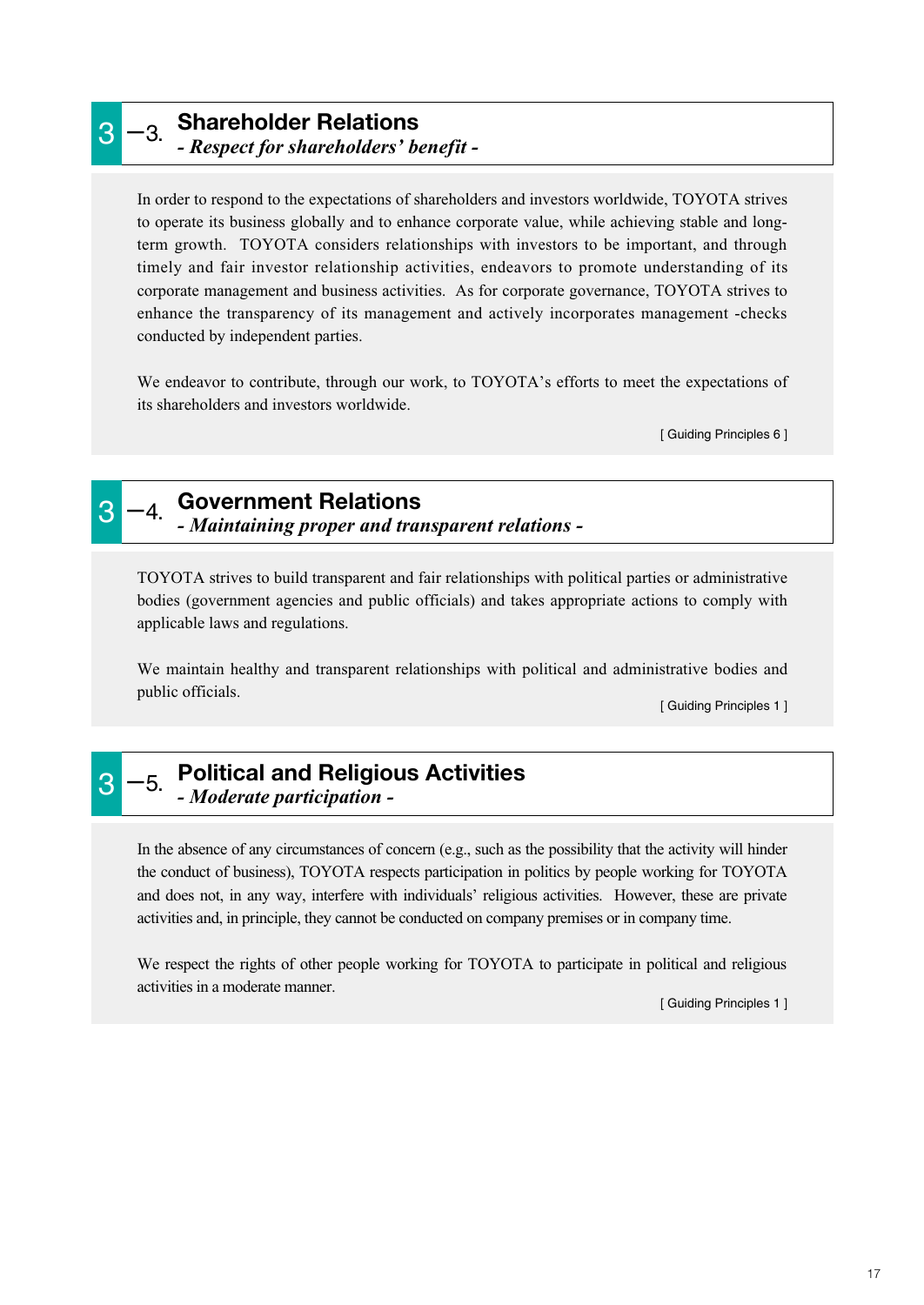## 3—3. Shareholder Relations

***- Respect for shareholders' benefit -***

In order to respond to the expectations of shareholders and investors worldwide, TOYOTA strives to operate its business globally and to enhance corporate value, while achieving stable and long-term growth. TOYOTA considers relationships with investors to be important, and through timely and fair investor relationship activities, endeavors to promote understanding of its corporate management and business activities. As for corporate governance, TOYOTA strives to enhance the transparency of its management and actively incorporates management -checks conducted by independent parties.

We endeavor to contribute, through our work, to TOYOTA's efforts to meet the expectations of its shareholders and investors worldwide.

[ Guiding Principles 6 ]

## 3—4. Government Relations

***- Maintaining proper and transparent relations -***

TOYOTA strives to build transparent and fair relationships with political parties or administrative bodies (government agencies and public officials) and takes appropriate actions to comply with applicable laws and regulations.

We maintain healthy and transparent relationships with political and administrative bodies and public officials.

[ Guiding Principles 1 ]

## 3—5. Political and Religious Activities

***- Moderate participation -***

In the absence of any circumstances of concern (e.g., such as the possibility that the activity will hinder the conduct of business), TOYOTA respects participation in politics by people working for TOYOTA and does not, in any way, interfere with individuals' religious activities. However, these are private activities and, in principle, they cannot be conducted on company premises or in company time.

We respect the rights of other people working for TOYOTA to participate in political and religious activities in a moderate manner.

[ Guiding Principles 1 ]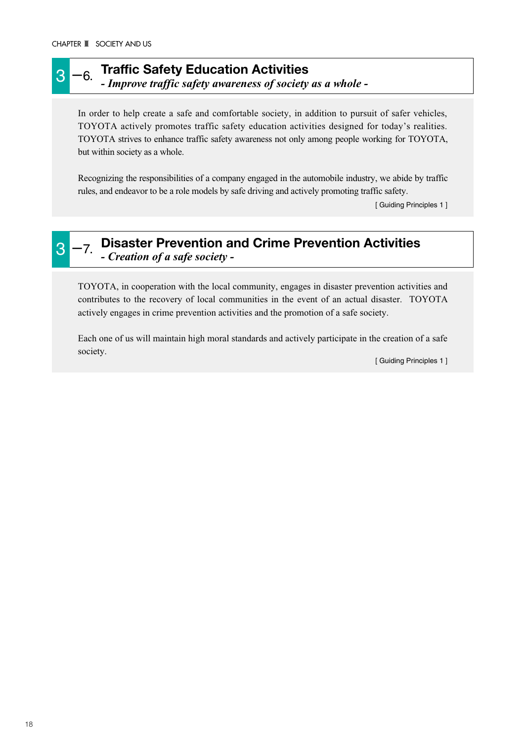## 3 —6. Traffic Safety Education Activities

***- Improve traffic safety awareness of society as a whole -***

In order to help create a safe and comfortable society, in addition to pursuit of safer vehicles, TOYOTA actively promotes traffic safety education activities designed for today's realities. TOYOTA strives to enhance traffic safety awareness not only among people working for TOYOTA, but within society as a whole.

Recognizing the responsibilities of a company engaged in the automobile industry, we abide by traffic rules, and endeavor to be a role models by safe driving and actively promoting traffic safety.

[ Guiding Principles 1 ]

## 3 —7. Disaster Prevention and Crime Prevention Activities

***- Creation of a safe society -***

TOYOTA, in cooperation with the local community, engages in disaster prevention activities and contributes to the recovery of local communities in the event of an actual disaster. TOYOTA actively engages in crime prevention activities and the promotion of a safe society.

Each one of us will maintain high moral standards and actively participate in the creation of a safe society.

[ Guiding Principles 1 ]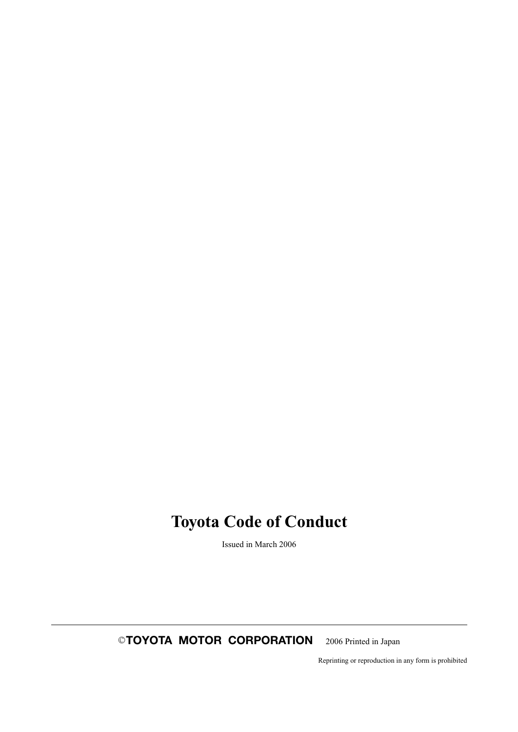# Toyota Code of Conduct

Issued in March 2006

---

©**TOYOTA MOTOR CORPORATION** 2006 Printed in Japan

Reprinting or reproduction in any form is prohibited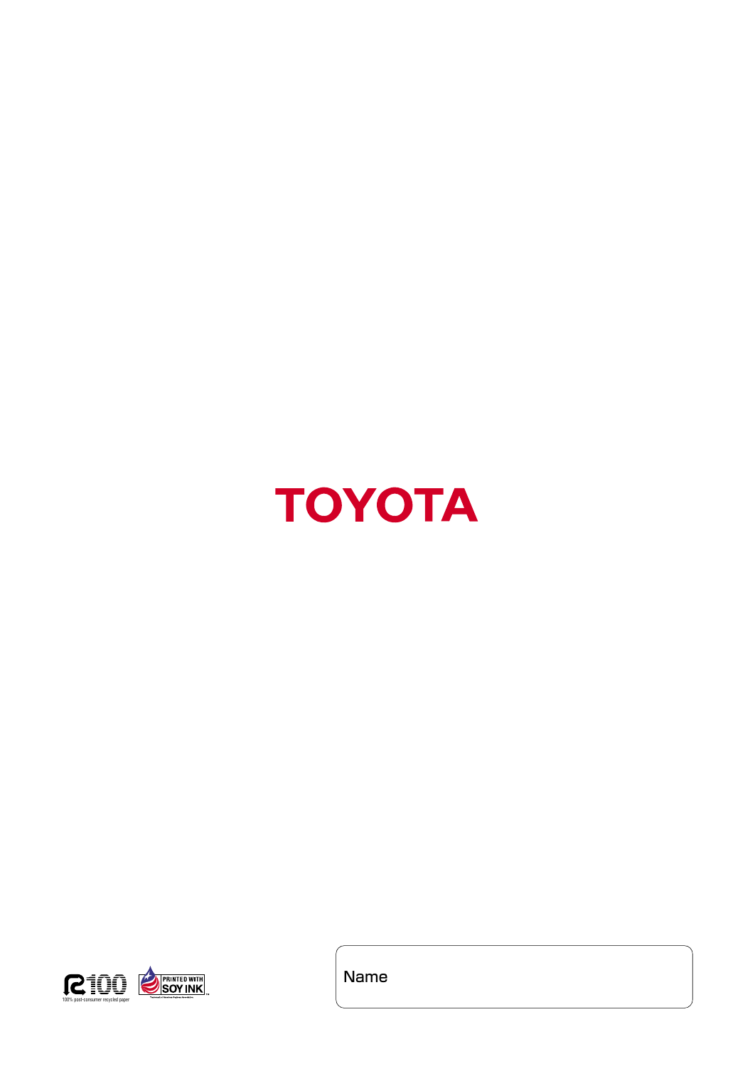TOYOTA

100% post-consumer recycled paper

PRINTED WITH SOY INK

Name